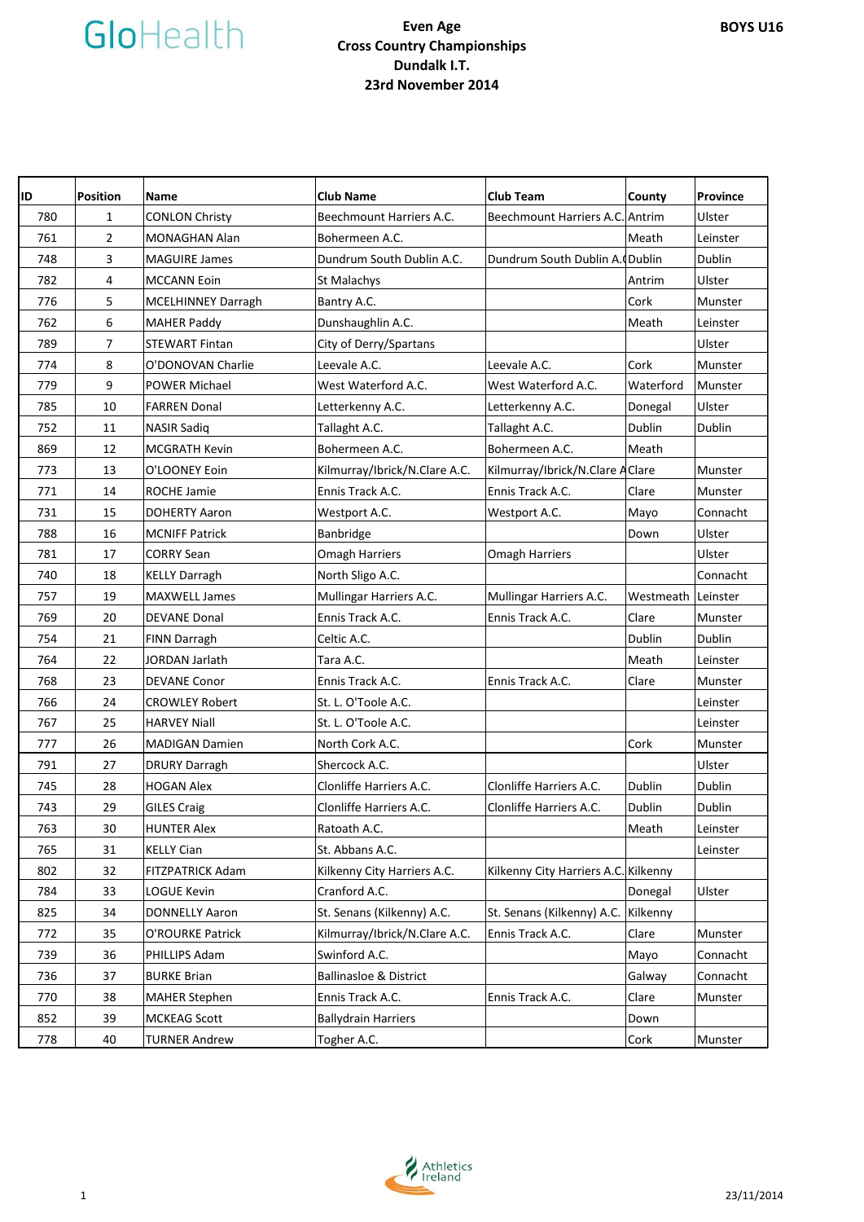GloHealth

**Even Age**
**Cross Country Championships**
**Dundalk I.T.**
**23rd November 2014**

**BOYS U16**

| ID | Position | Name | Club Name | Club Team | County | Province |
|---|---|---|---|---|---|---|
| 780 | 1 | CONLON Christy | Beechmount Harriers A.C. | Beechmount Harriers A.C. | Antrim | Ulster |
| 761 | 2 | MONAGHAN Alan | Bohermeen A.C. | | Meath | Leinster |
| 748 | 3 | MAGUIRE James | Dundrum South Dublin A.C. | Dundrum South Dublin A.C | Dublin | Dublin |
| 782 | 4 | MCCANN Eoin | St Malachys | | Antrim | Ulster |
| 776 | 5 | MCELHINNEY Darragh | Bantry A.C. | | Cork | Munster |
| 762 | 6 | MAHER Paddy | Dunshaughlin A.C. | | Meath | Leinster |
| 789 | 7 | STEWART Fintan | City of Derry/Spartans | | | Ulster |
| 774 | 8 | O'DONOVAN Charlie | Leevale A.C. | Leevale A.C. | Cork | Munster |
| 779 | 9 | POWER Michael | West Waterford A.C. | West Waterford A.C. | Waterford | Munster |
| 785 | 10 | FARREN Donal | Letterkenny A.C. | Letterkenny A.C. | Donegal | Ulster |
| 752 | 11 | NASIR Sadiq | Tallaght A.C. | Tallaght A.C. | Dublin | Dublin |
| 869 | 12 | MCGRATH Kevin | Bohermeen A.C. | Bohermeen A.C. | Meath | |
| 773 | 13 | O'LOONEY Eoin | Kilmurray/Ibrick/N.Clare A.C. | Kilmurray/Ibrick/N.Clare A | Clare | Munster |
| 771 | 14 | ROCHE Jamie | Ennis Track A.C. | Ennis Track A.C. | Clare | Munster |
| 731 | 15 | DOHERTY Aaron | Westport A.C. | Westport A.C. | Mayo | Connacht |
| 788 | 16 | MCNIFF Patrick | Banbridge | | Down | Ulster |
| 781 | 17 | CORRY Sean | Omagh Harriers | Omagh Harriers | | Ulster |
| 740 | 18 | KELLY Darragh | North Sligo A.C. | | | Connacht |
| 757 | 19 | MAXWELL James | Mullingar Harriers A.C. | Mullingar Harriers A.C. | Westmeath | Leinster |
| 769 | 20 | DEVANE Donal | Ennis Track A.C. | Ennis Track A.C. | Clare | Munster |
| 754 | 21 | FINN Darragh | Celtic A.C. | | Dublin | Dublin |
| 764 | 22 | JORDAN Jarlath | Tara A.C. | | Meath | Leinster |
| 768 | 23 | DEVANE Conor | Ennis Track A.C. | Ennis Track A.C. | Clare | Munster |
| 766 | 24 | CROWLEY Robert | St. L. O'Toole A.C. | | | Leinster |
| 767 | 25 | HARVEY Niall | St. L. O'Toole A.C. | | | Leinster |
| 777 | 26 | MADIGAN Damien | North Cork A.C. | | Cork | Munster |
| 791 | 27 | DRURY Darragh | Shercock A.C. | | | Ulster |
| 745 | 28 | HOGAN Alex | Clonliffe Harriers A.C. | Clonliffe Harriers A.C. | Dublin | Dublin |
| 743 | 29 | GILES Craig | Clonliffe Harriers A.C. | Clonliffe Harriers A.C. | Dublin | Dublin |
| 763 | 30 | HUNTER Alex | Ratoath A.C. | | Meath | Leinster |
| 765 | 31 | KELLY Cian | St. Abbans A.C. | | | Leinster |
| 802 | 32 | FITZPATRICK Adam | Kilkenny City Harriers A.C. | Kilkenny City Harriers A.C. | Kilkenny | |
| 784 | 33 | LOGUE Kevin | Cranford A.C. | | Donegal | Ulster |
| 825 | 34 | DONNELLY Aaron | St. Senans (Kilkenny) A.C. | St. Senans (Kilkenny) A.C. | Kilkenny | |
| 772 | 35 | O'ROURKE Patrick | Kilmurray/Ibrick/N.Clare A.C. | Ennis Track A.C. | Clare | Munster |
| 739 | 36 | PHILLIPS Adam | Swinford A.C. | | Mayo | Connacht |
| 736 | 37 | BURKE Brian | Ballinasloe & District | | Galway | Connacht |
| 770 | 38 | MAHER Stephen | Ennis Track A.C. | Ennis Track A.C. | Clare | Munster |
| 852 | 39 | MCKEAG Scott | Ballydrain Harriers | | Down | |
| 778 | 40 | TURNER Andrew | Togher A.C. | | Cork | Munster |

Athletics Ireland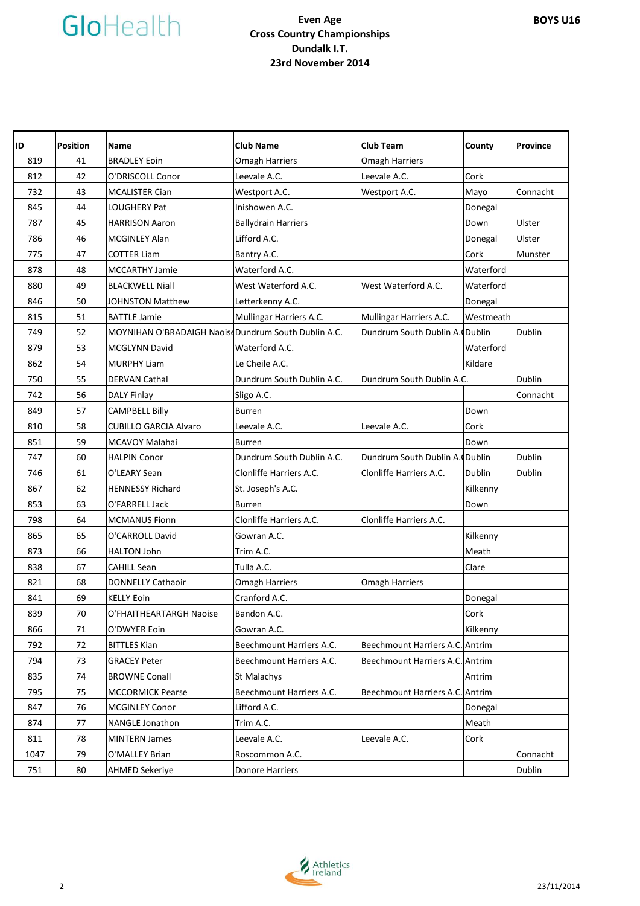| ID | Position | Name | Club Name | Club Team | County | Province |
|---|---|---|---|---|---|---|
| 819 | 41 | BRADLEY Eoin | Omagh Harriers | Omagh Harriers | | |
| 812 | 42 | O'DRISCOLL Conor | Leevale A.C. | Leevale A.C. | Cork | |
| 732 | 43 | MCALISTER Cian | Westport A.C. | Westport A.C. | Mayo | Connacht |
| 845 | 44 | LOUGHERY Pat | Inishowen A.C. | | Donegal | |
| 787 | 45 | HARRISON Aaron | Ballydrain Harriers | | Down | Ulster |
| 786 | 46 | MCGINLEY Alan | Lifford A.C. | | Donegal | Ulster |
| 775 | 47 | COTTER Liam | Bantry A.C. | | Cork | Munster |
| 878 | 48 | MCCARTHY Jamie | Waterford A.C. | | Waterford | |
| 880 | 49 | BLACKWELL Niall | West Waterford A.C. | West Waterford A.C. | Waterford | |
| 846 | 50 | JOHNSTON Matthew | Letterkenny A.C. | | Donegal | |
| 815 | 51 | BATTLE Jamie | Mullingar Harriers A.C. | Mullingar Harriers A.C. | Westmeath | |
| 749 | 52 | MOYNIHAN O'BRADAIGH Naois | Dundrum South Dublin A.C. | Dundrum South Dublin A.( | Dublin | Dublin |
| 879 | 53 | MCGLYNN David | Waterford A.C. | | Waterford | |
| 862 | 54 | MURPHY Liam | Le Cheile A.C. | | Kildare | |
| 750 | 55 | DERVAN Cathal | Dundrum South Dublin A.C. | Dundrum South Dublin A.C. | | Dublin |
| 742 | 56 | DALY Finlay | Sligo A.C. | | | Connacht |
| 849 | 57 | CAMPBELL Billy | Burren | | Down | |
| 810 | 58 | CUBILLO GARCIA Alvaro | Leevale A.C. | Leevale A.C. | Cork | |
| 851 | 59 | MCAVOY Malahai | Burren | | Down | |
| 747 | 60 | HALPIN Conor | Dundrum South Dublin A.C. | Dundrum South Dublin A.( | Dublin | Dublin |
| 746 | 61 | O'LEARY Sean | Clonliffe Harriers A.C. | Clonliffe Harriers A.C. | Dublin | Dublin |
| 867 | 62 | HENNESSY Richard | St. Joseph's A.C. | | Kilkenny | |
| 853 | 63 | O'FARRELL Jack | Burren | | Down | |
| 798 | 64 | MCMANUS Fionn | Clonliffe Harriers A.C. | Clonliffe Harriers A.C. | | |
| 865 | 65 | O'CARROLL David | Gowran A.C. | | Kilkenny | |
| 873 | 66 | HALTON John | Trim A.C. | | Meath | |
| 838 | 67 | CAHILL Sean | Tulla A.C. | | Clare | |
| 821 | 68 | DONNELLY Cathaoir | Omagh Harriers | Omagh Harriers | | |
| 841 | 69 | KELLY Eoin | Cranford A.C. | | Donegal | |
| 839 | 70 | O'FHAITHEARTARGH Naoise | Bandon A.C. | | Cork | |
| 866 | 71 | O'DWYER Eoin | Gowran A.C. | | Kilkenny | |
| 792 | 72 | BITTLES Kian | Beechmount Harriers A.C. | Beechmount Harriers A.C. | Antrim | |
| 794 | 73 | GRACEY Peter | Beechmount Harriers A.C. | Beechmount Harriers A.C. | Antrim | |
| 835 | 74 | BROWNE Conall | St Malachys | | Antrim | |
| 795 | 75 | MCCORMICK Pearse | Beechmount Harriers A.C. | Beechmount Harriers A.C. | Antrim | |
| 847 | 76 | MCGINLEY Conor | Lifford A.C. | | Donegal | |
| 874 | 77 | NANGLE Jonathon | Trim A.C. | | Meath | |
| 811 | 78 | MINTERN James | Leevale A.C. | Leevale A.C. | Cork | |
| 1047 | 79 | O'MALLEY Brian | Roscommon A.C. | | | Connacht |
| 751 | 80 | AHMED Sekeriye | Donore Harriers | | | Dublin |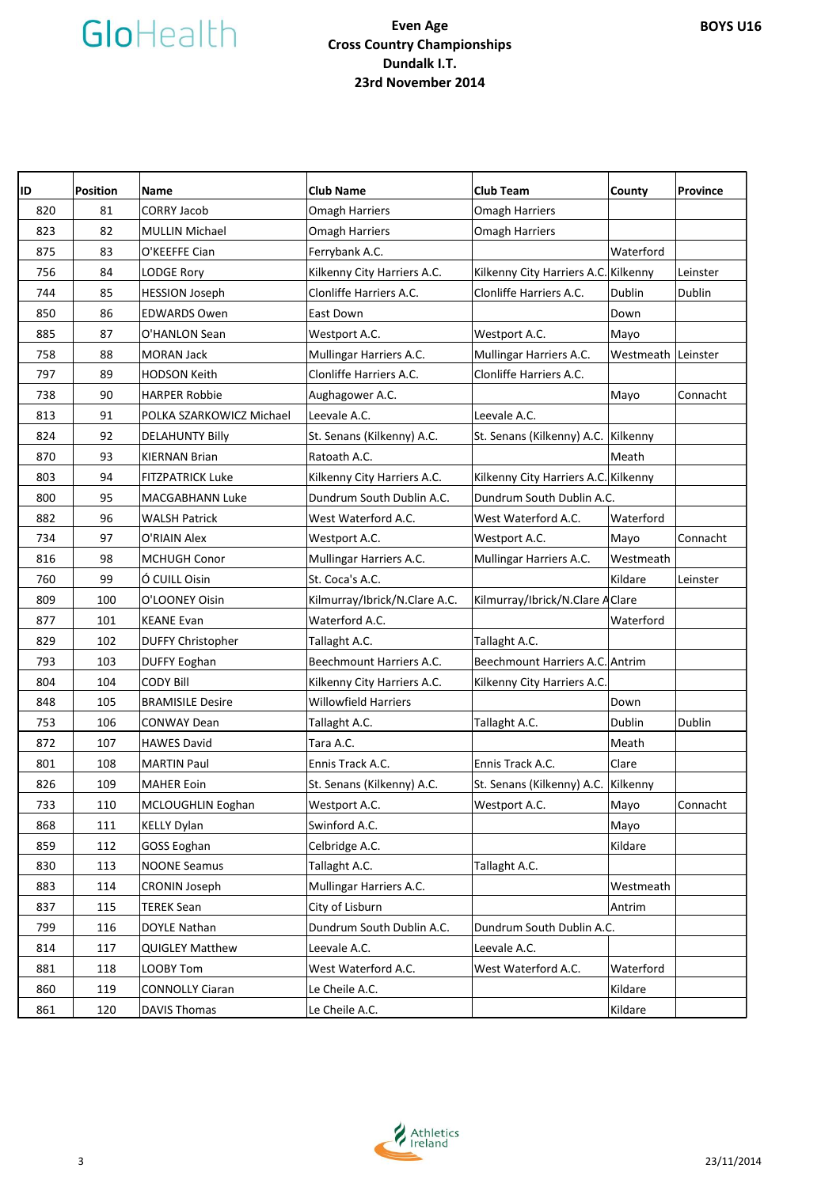GloHealth

**Even Age**
**Cross Country Championships**
**Dundalk I.T.**
**23rd November 2014**

**BOYS U16**

| ID | Position | Name | Club Name | Club Team | County | Province |
|---|---|---|---|---|---|---|
| 820 | 81 | CORRY Jacob | Omagh Harriers | Omagh Harriers | | |
| 823 | 82 | MULLIN Michael | Omagh Harriers | Omagh Harriers | | |
| 875 | 83 | O'KEEFFE Cian | Ferrybank A.C. | | Waterford | |
| 756 | 84 | LODGE Rory | Kilkenny City Harriers A.C. | Kilkenny City Harriers A.C. | Kilkenny | Leinster |
| 744 | 85 | HESSION Joseph | Clonliffe Harriers A.C. | Clonliffe Harriers A.C. | Dublin | Dublin |
| 850 | 86 | EDWARDS Owen | East Down | | Down | |
| 885 | 87 | O'HANLON Sean | Westport A.C. | Westport A.C. | Mayo | |
| 758 | 88 | MORAN Jack | Mullingar Harriers A.C. | Mullingar Harriers A.C. | Westmeath | Leinster |
| 797 | 89 | HODSON Keith | Clonliffe Harriers A.C. | Clonliffe Harriers A.C. | | |
| 738 | 90 | HARPER Robbie | Aughagower A.C. | | Mayo | Connacht |
| 813 | 91 | POLKA SZARKOWICZ Michael | Leevale A.C. | Leevale A.C. | | |
| 824 | 92 | DELAHUNTY Billy | St. Senans (Kilkenny) A.C. | St. Senans (Kilkenny) A.C. | Kilkenny | |
| 870 | 93 | KIERNAN Brian | Ratoath A.C. | | Meath | |
| 803 | 94 | FITZPATRICK Luke | Kilkenny City Harriers A.C. | Kilkenny City Harriers A.C. | Kilkenny | |
| 800 | 95 | MACGABHANN Luke | Dundrum South Dublin A.C. | Dundrum South Dublin A.C. | | |
| 882 | 96 | WALSH Patrick | West Waterford A.C. | West Waterford A.C. | Waterford | |
| 734 | 97 | O'RIAIN Alex | Westport A.C. | Westport A.C. | Mayo | Connacht |
| 816 | 98 | MCHUGH Conor | Mullingar Harriers A.C. | Mullingar Harriers A.C. | Westmeath | |
| 760 | 99 | Ó CUILL Oisin | St. Coca's A.C. | | Kildare | Leinster |
| 809 | 100 | O'LOONEY Oisin | Kilmurray/Ibrick/N.Clare A.C. | Kilmurray/Ibrick/N.Clare A | Clare | |
| 877 | 101 | KEANE Evan | Waterford A.C. | | Waterford | |
| 829 | 102 | DUFFY Christopher | Tallaght A.C. | Tallaght A.C. | | |
| 793 | 103 | DUFFY Eoghan | Beechmount Harriers A.C. | Beechmount Harriers A.C. | Antrim | |
| 804 | 104 | CODY Bill | Kilkenny City Harriers A.C. | Kilkenny City Harriers A.C. | | |
| 848 | 105 | BRAMISILE Desire | Willowfield Harriers | | Down | |
| 753 | 106 | CONWAY Dean | Tallaght A.C. | Tallaght A.C. | Dublin | Dublin |
| 872 | 107 | HAWES David | Tara A.C. | | Meath | |
| 801 | 108 | MARTIN Paul | Ennis Track A.C. | Ennis Track A.C. | Clare | |
| 826 | 109 | MAHER Eoin | St. Senans (Kilkenny) A.C. | St. Senans (Kilkenny) A.C. | Kilkenny | |
| 733 | 110 | MCLOUGHLIN Eoghan | Westport A.C. | Westport A.C. | Mayo | Connacht |
| 868 | 111 | KELLY Dylan | Swinford A.C. | | Mayo | |
| 859 | 112 | GOSS Eoghan | Celbridge A.C. | | Kildare | |
| 830 | 113 | NOONE Seamus | Tallaght A.C. | Tallaght A.C. | | |
| 883 | 114 | CRONIN Joseph | Mullingar Harriers A.C. | | Westmeath | |
| 837 | 115 | TEREK Sean | City of Lisburn | | Antrim | |
| 799 | 116 | DOYLE Nathan | Dundrum South Dublin A.C. | Dundrum South Dublin A.C. | | |
| 814 | 117 | QUIGLEY Matthew | Leevale A.C. | Leevale A.C. | | |
| 881 | 118 | LOOBY Tom | West Waterford A.C. | West Waterford A.C. | Waterford | |
| 860 | 119 | CONNOLLY Ciaran | Le Cheile A.C. | | Kildare | |
| 861 | 120 | DAVIS Thomas | Le Cheile A.C. | | Kildare | |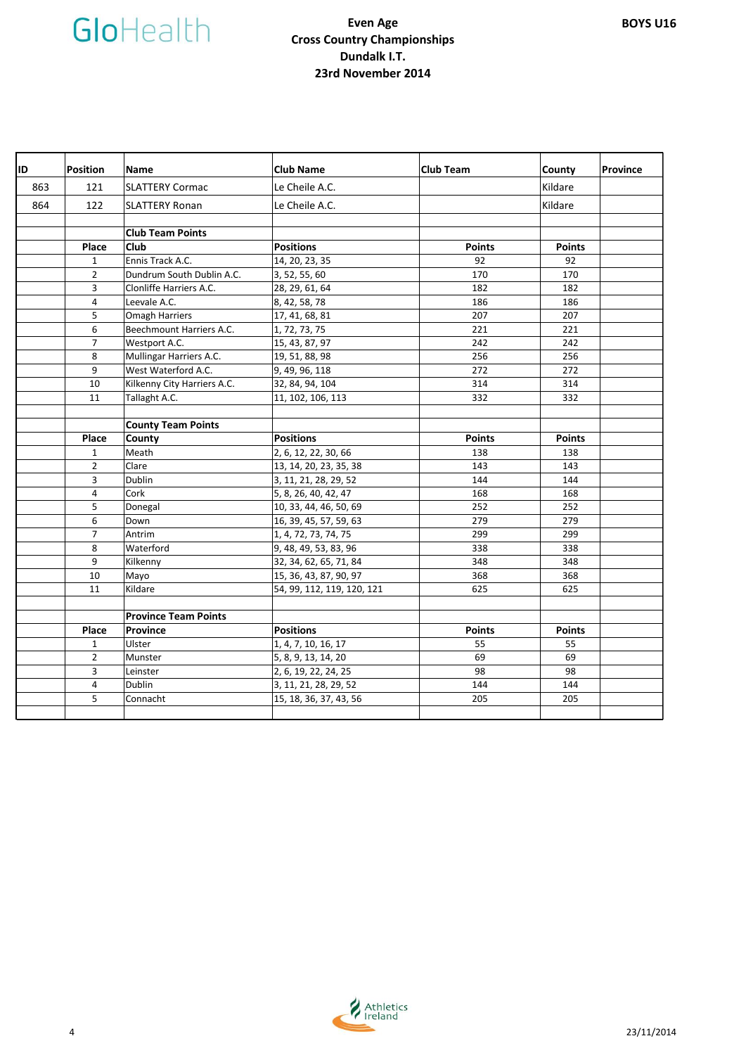GloHealth

# Even Age Cross Country Championships
## Dundalk I.T.
## 23rd November 2014

**BOYS U16**

| ID | Position | Name | Club Name | Club Team | County | Province |
|---|---|---|---|---|---|---|
| 863 | 121 | SLATTERY Cormac | Le Cheile A.C. | | Kildare | |
| 864 | 122 | SLATTERY Ronan | Le Cheile A.C. | | Kildare | |
| | | | | | | |
| | | **Club Team Points** | | | | |
| | **Place** | **Club** | **Positions** | **Points** | **Points** | |
| | 1 | Ennis Track A.C. | 14, 20, 23, 35 | 92 | 92 | |
| | 2 | Dundrum South Dublin A.C. | 3, 52, 55, 60 | 170 | 170 | |
| | 3 | Clonliffe Harriers A.C. | 28, 29, 61, 64 | 182 | 182 | |
| | 4 | Leevale A.C. | 8, 42, 58, 78 | 186 | 186 | |
| | 5 | Omagh Harriers | 17, 41, 68, 81 | 207 | 207 | |
| | 6 | Beechmount Harriers A.C. | 1, 72, 73, 75 | 221 | 221 | |
| | 7 | Westport A.C. | 15, 43, 87, 97 | 242 | 242 | |
| | 8 | Mullingar Harriers A.C. | 19, 51, 88, 98 | 256 | 256 | |
| | 9 | West Waterford A.C. | 9, 49, 96, 118 | 272 | 272 | |
| | 10 | Kilkenny City Harriers A.C. | 32, 84, 94, 104 | 314 | 314 | |
| | 11 | Tallaght A.C. | 11, 102, 106, 113 | 332 | 332 | |
| | | | | | | |
| | | **County Team Points** | | | | |
| | **Place** | **County** | **Positions** | **Points** | **Points** | |
| | 1 | Meath | 2, 6, 12, 22, 30, 66 | 138 | 138 | |
| | 2 | Clare | 13, 14, 20, 23, 35, 38 | 143 | 143 | |
| | 3 | Dublin | 3, 11, 21, 28, 29, 52 | 144 | 144 | |
| | 4 | Cork | 5, 8, 26, 40, 42, 47 | 168 | 168 | |
| | 5 | Donegal | 10, 33, 44, 46, 50, 69 | 252 | 252 | |
| | 6 | Down | 16, 39, 45, 57, 59, 63 | 279 | 279 | |
| | 7 | Antrim | 1, 4, 72, 73, 74, 75 | 299 | 299 | |
| | 8 | Waterford | 9, 48, 49, 53, 83, 96 | 338 | 338 | |
| | 9 | Kilkenny | 32, 34, 62, 65, 71, 84 | 348 | 348 | |
| | 10 | Mayo | 15, 36, 43, 87, 90, 97 | 368 | 368 | |
| | 11 | Kildare | 54, 99, 112, 119, 120, 121 | 625 | 625 | |
| | | | | | | |
| | | **Province Team Points** | | | | |
| | **Place** | **Province** | **Positions** | **Points** | **Points** | |
| | 1 | Ulster | 1, 4, 7, 10, 16, 17 | 55 | 55 | |
| | 2 | Munster | 5, 8, 9, 13, 14, 20 | 69 | 69 | |
| | 3 | Leinster | 2, 6, 19, 22, 24, 25 | 98 | 98 | |
| | 4 | Dublin | 3, 11, 21, 28, 29, 52 | 144 | 144 | |
| | 5 | Connacht | 15, 18, 36, 37, 43, 56 | 205 | 205 | |

Athletics Ireland

23/11/2014